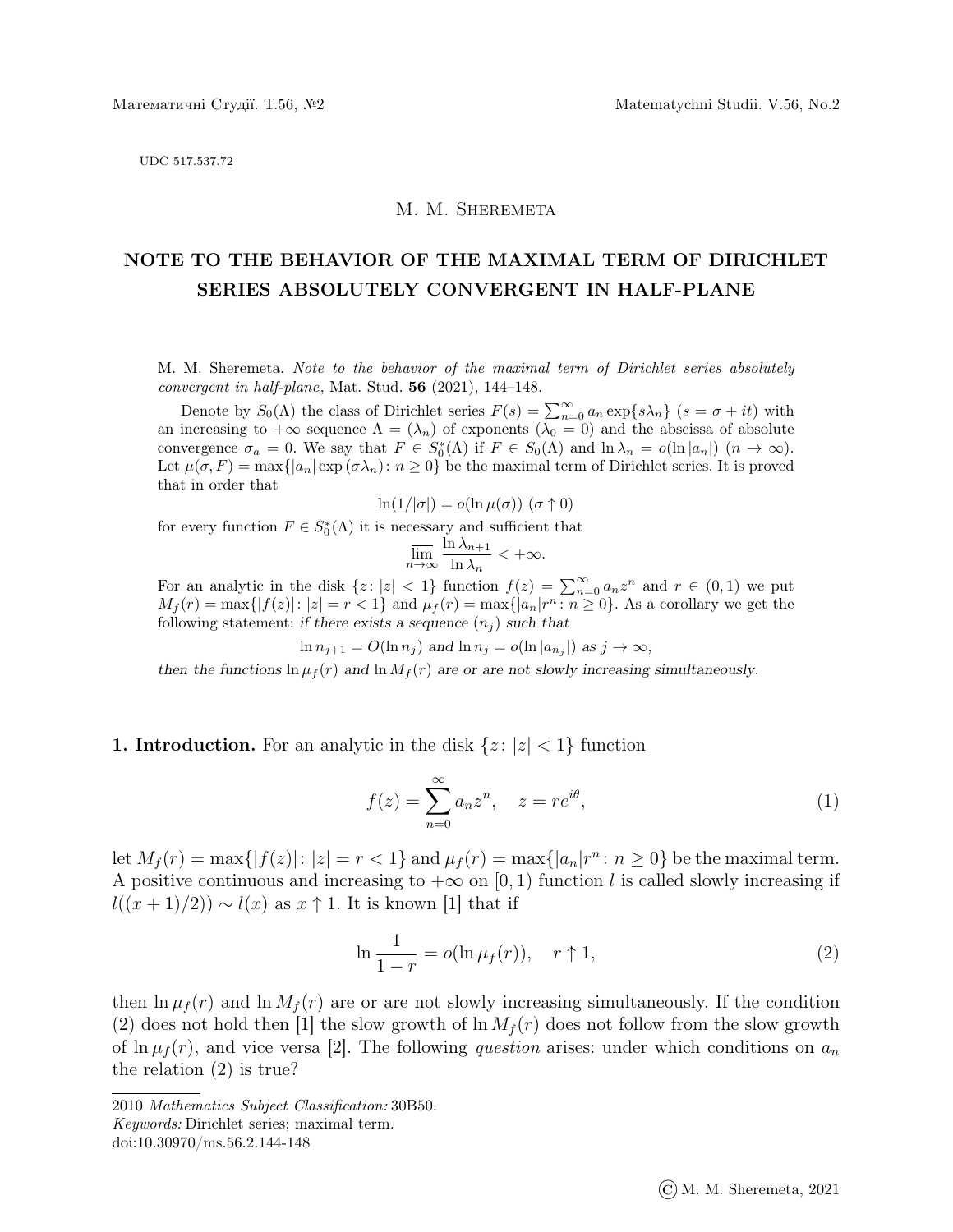UDC 517.537.72

M. M. Sheremeta

# NOTE TO THE BEHAVIOR OF THE MAXIMAL TERM OF DIRICHLET SERIES ABSOLUTELY CONVERGENT IN HALF-PLANE

M. M. Sheremeta. *Note to the behavior of the maximal term of Dirichlet series absolutely convergent in half-plane*, Mat. Stud. **56** (2021), 144–148.

Denote by $S_0(\Lambda)$ the class of Dirichlet series $F(s) = \sum_{n=0}^{\infty} a_n \exp\{s\lambda_n\}$ $(s = \sigma + it)$ with an increasing to $+\infty$ sequence $\Lambda = (\lambda_n)$ of exponents $(\lambda_0 = 0)$ and the abscissa of absolute convergence $\sigma_a = 0$. We say that $F \in S_0^*(\Lambda)$ if $F \in S_0(\Lambda)$ and $\ln \lambda_n = o(\ln |a_n|)$ $(n \to \infty)$. Let $\mu(\sigma, F) = \max\{|a_n| \exp(\sigma\lambda_n) : n \geq 0\}$ be the maximal term of Dirichlet series. It is proved that in order that

$$\ln(1/|\sigma|) = o(\ln \mu(\sigma)) \ (\sigma \uparrow 0)$$

for every function $F \in S_0^*(\Lambda)$ it is necessary and sufficient that

$$\varlimsup_{n\to\infty} \frac{\ln \lambda_{n+1}}{\ln \lambda_n} < +\infty.$$

For an analytic in the disk $\{z : |z| < 1\}$ function $f(z) = \sum_{n=0}^{\infty} a_n z^n$ and $r \in (0, 1)$ we put $M_f(r) = \max\{|f(z)| : |z| = r < 1\}$ and $\mu_f(r) = \max\{|a_n|r^n : n \geq 0\}$. As a corollary we get the following statement: *if there exists a sequence* $(n_j)$ *such that*

$$\ln n_{j+1} = O(\ln n_j) \text{ and } \ln n_j = o(\ln |a_{n_j}|) \text{ as } j \to \infty,$$

*then the functions* $\ln \mu_f(r)$ *and* $\ln M_f(r)$ *are or are not slowly increasing simultaneously.*

**1. Introduction.** For an analytic in the disk $\{z : |z| < 1\}$ function

$$f(z) = \sum_{n=0}^{\infty} a_n z^n, \quad z = re^{i\theta}, \tag{1}$$

let $M_f(r) = \max\{|f(z)| : |z| = r < 1\}$ and $\mu_f(r) = \max\{|a_n|r^n : n \geq 0\}$ be the maximal term. A positive continuous and increasing to $+\infty$ on $[0, 1)$ function $l$ is called slowly increasing if $l((x + 1)/2)) \sim l(x)$ as $x \uparrow 1$. It is known [1] that if

$$\ln \frac{1}{1-r} = o(\ln \mu_f(r)), \quad r \uparrow 1, \tag{2}$$

then $\ln \mu_f(r)$ and $\ln M_f(r)$ are or are not slowly increasing simultaneously. If the condition (2) does not hold then [1] the slow growth of $\ln M_f(r)$ does not follow from the slow growth of $\ln \mu_f(r)$, and vice versa [2]. The following *question* arises: under which conditions on $a_n$ the relation (2) is true?

2010 *Mathematics Subject Classification:* 30B50.
*Keywords:* Dirichlet series; maximal term.
doi:10.30970/ms.56.2.144-148

© M. M. Sheremeta, 2021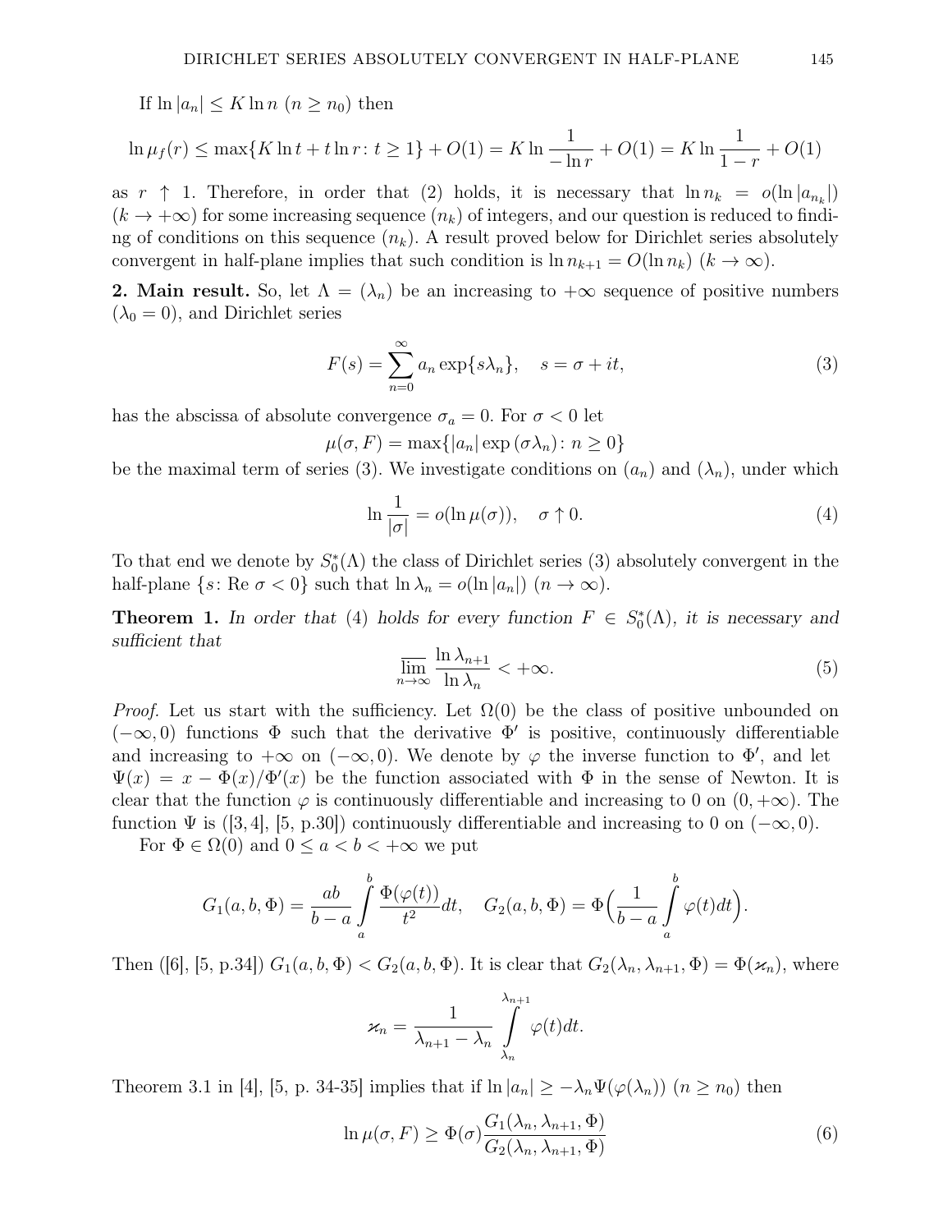If $\ln|a_n| \le K\ln n$ ($n \ge n_0$) then

$$\ln\mu_f(r) \le \max\{K\ln t + t\ln r\colon t \ge 1\} + O(1) = K\ln\frac{1}{-\ln r} + O(1) = K\ln\frac{1}{1-r} + O(1)$$

as $r \uparrow 1$. Therefore, in order that (2) holds, it is necessary that $\ln n_k = o(\ln|a_{n_k}|)$ ($k \to +\infty$) for some increasing sequence $(n_k)$ of integers, and our question is reduced to finding of conditions on this sequence $(n_k)$. A result proved below for Dirichlet series absolutely convergent in half-plane implies that such condition is $\ln n_{k+1} = O(\ln n_k)$ ($k \to \infty$).

**2. Main result.** So, let $\Lambda = (\lambda_n)$ be an increasing to $+\infty$ sequence of positive numbers ($\lambda_0 = 0$), and Dirichlet series

$$F(s) = \sum_{n=0}^{\infty} a_n \exp\{s\lambda_n\}, \quad s = \sigma + it, \tag{3}$$

has the abscissa of absolute convergence $\sigma_a = 0$. For $\sigma < 0$ let

$$\mu(\sigma, F) = \max\{|a_n|\exp(\sigma\lambda_n)\colon n \ge 0\}$$

be the maximal term of series (3). We investigate conditions on $(a_n)$ and $(\lambda_n)$, under which

$$\ln\frac{1}{|\sigma|} = o(\ln\mu(\sigma)), \quad \sigma \uparrow 0. \tag{4}$$

To that end we denote by $S_0^*(\Lambda)$ the class of Dirichlet series (3) absolutely convergent in the half-plane $\{s\colon \text{Re}\ \sigma < 0\}$ such that $\ln\lambda_n = o(\ln|a_n|)$ ($n \to \infty$).

**Theorem 1.** *In order that (4) holds for every function $F \in S_0^*(\Lambda)$, it is necessary and sufficient that*

$$\varlimsup_{n\to\infty}\frac{\ln\lambda_{n+1}}{\ln\lambda_n} < +\infty. \tag{5}$$

*Proof.* Let us start with the sufficiency. Let $\Omega(0)$ be the class of positive unbounded on $(-\infty, 0)$ functions $\Phi$ such that the derivative $\Phi'$ is positive, continuously differentiable and increasing to $+\infty$ on $(-\infty, 0)$. We denote by $\varphi$ the inverse function to $\Phi'$, and let $\Psi(x) = x - \Phi(x)/\Phi'(x)$ be the function associated with $\Phi$ in the sense of Newton. It is clear that the function $\varphi$ is continuously differentiable and increasing to 0 on $(0, +\infty)$. The function $\Psi$ is ([3, 4], [5, p.30]) continuously differentiable and increasing to 0 on $(-\infty, 0)$.

For $\Phi \in \Omega(0)$ and $0 \le a < b < +\infty$ we put

$$G_1(a, b, \Phi) = \frac{ab}{b-a}\int_a^b \frac{\Phi(\varphi(t))}{t^2}dt, \quad G_2(a, b, \Phi) = \Phi\Big(\frac{1}{b-a}\int_a^b \varphi(t)dt\Big).$$

Then ([6], [5, p.34]) $G_1(a, b, \Phi) < G_2(a, b, \Phi)$. It is clear that $G_2(\lambda_n, \lambda_{n+1}, \Phi) = \Phi(\varkappa_n)$, where

$$\varkappa_n = \frac{1}{\lambda_{n+1} - \lambda_n}\int_{\lambda_n}^{\lambda_{n+1}} \varphi(t)dt.$$

Theorem 3.1 in [4], [5, p. 34-35] implies that if $\ln|a_n| \ge -\lambda_n\Psi(\varphi(\lambda_n))$ ($n \ge n_0$) then

$$\ln\mu(\sigma, F) \ge \Phi(\sigma)\frac{G_1(\lambda_n, \lambda_{n+1}, \Phi)}{G_2(\lambda_n, \lambda_{n+1}, \Phi)} \tag{6}$$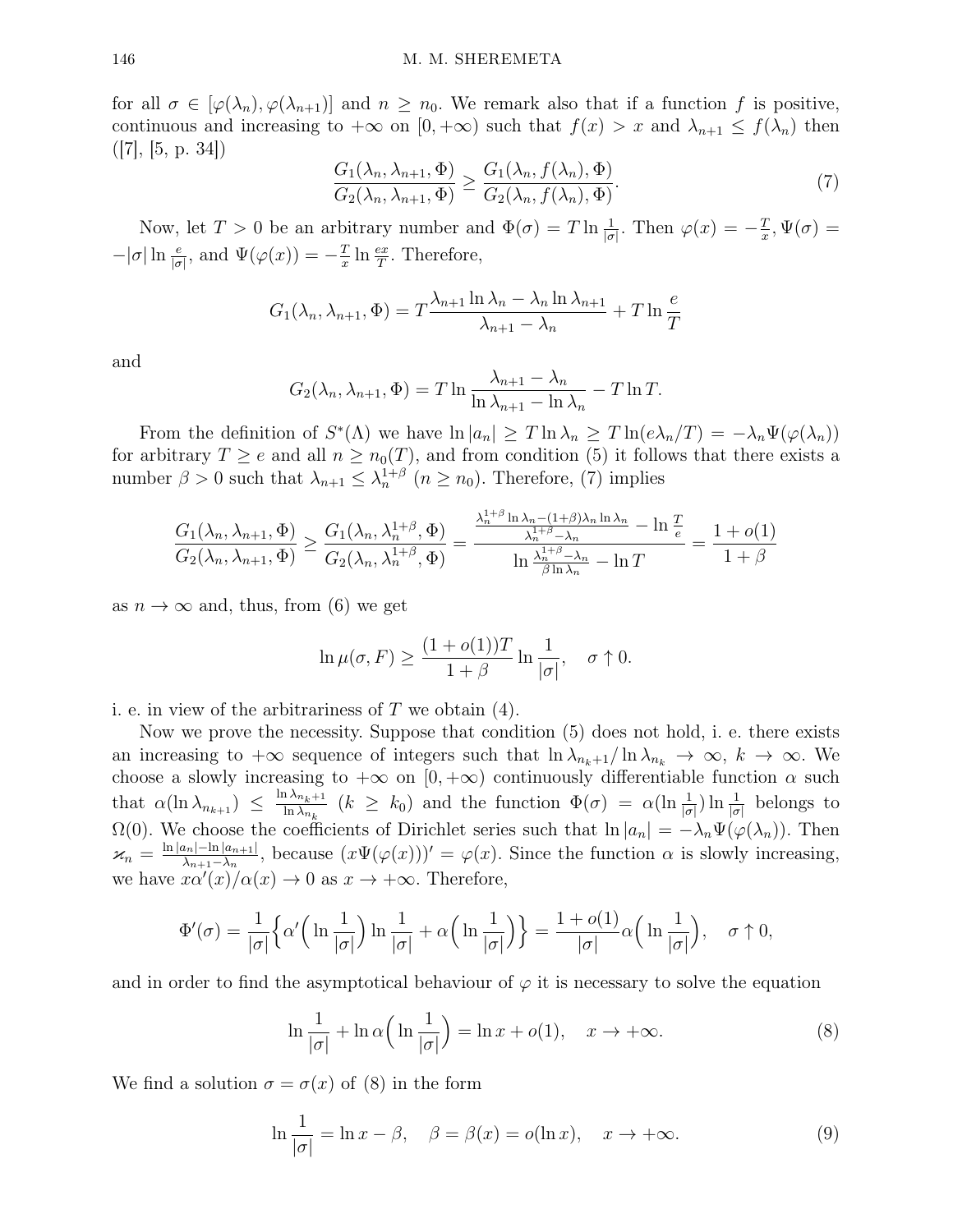for all $\sigma \in [\varphi(\lambda_n), \varphi(\lambda_{n+1})]$ and $n \geq n_0$. We remark also that if a function $f$ is positive, continuous and increasing to $+\infty$ on $[0, +\infty)$ such that $f(x) > x$ and $\lambda_{n+1} \leq f(\lambda_n)$ then ([7], [5, p. 34])

$$\frac{G_1(\lambda_n, \lambda_{n+1}, \Phi)}{G_2(\lambda_n, \lambda_{n+1}, \Phi)} \geq \frac{G_1(\lambda_n, f(\lambda_n), \Phi)}{G_2(\lambda_n, f(\lambda_n), \Phi)}. \tag{7}$$

Now, let $T > 0$ be an arbitrary number and $\Phi(\sigma) = T \ln \frac{1}{|\sigma|}$. Then $\varphi(x) = -\frac{T}{x}$, $\Psi(\sigma) = -|\sigma| \ln \frac{e}{|\sigma|}$, and $\Psi(\varphi(x)) = -\frac{T}{x} \ln \frac{ex}{T}$. Therefore,

$$G_1(\lambda_n, \lambda_{n+1}, \Phi) = T \frac{\lambda_{n+1} \ln \lambda_n - \lambda_n \ln \lambda_{n+1}}{\lambda_{n+1} - \lambda_n} + T \ln \frac{e}{T}$$

and

$$G_2(\lambda_n, \lambda_{n+1}, \Phi) = T \ln \frac{\lambda_{n+1} - \lambda_n}{\ln \lambda_{n+1} - \ln \lambda_n} - T \ln T.$$

From the definition of $S^*(\Lambda)$ we have $\ln |a_n| \geq T \ln \lambda_n \geq T \ln(e\lambda_n/T) = -\lambda_n \Psi(\varphi(\lambda_n))$ for arbitrary $T \geq e$ and all $n \geq n_0(T)$, and from condition (5) it follows that there exists a number $\beta > 0$ such that $\lambda_{n+1} \leq \lambda_n^{1+\beta}$ $(n \geq n_0)$. Therefore, (7) implies

$$\frac{G_1(\lambda_n, \lambda_{n+1}, \Phi)}{G_2(\lambda_n, \lambda_{n+1}, \Phi)} \geq \frac{G_1(\lambda_n, \lambda_n^{1+\beta}, \Phi)}{G_2(\lambda_n, \lambda_n^{1+\beta}, \Phi)} = \frac{\frac{\lambda_n^{1+\beta} \ln \lambda_n - (1+\beta)\lambda_n \ln \lambda_n}{\lambda_n^{1+\beta} - \lambda_n} - \ln \frac{T}{e}}{\ln \frac{\lambda_n^{1+\beta} - \lambda_n}{\beta \ln \lambda_n} - \ln T} = \frac{1 + o(1)}{1 + \beta}$$

as $n \to \infty$ and, thus, from (6) we get

$$\ln \mu(\sigma, F) \geq \frac{(1 + o(1))T}{1 + \beta} \ln \frac{1}{|\sigma|}, \quad \sigma \uparrow 0.$$

i. e. in view of the arbitrariness of $T$ we obtain (4).

Now we prove the necessity. Suppose that condition (5) does not hold, i. e. there exists an increasing to $+\infty$ sequence of integers such that $\ln \lambda_{n_k+1} / \ln \lambda_{n_k} \to \infty$, $k \to \infty$. We choose a slowly increasing to $+\infty$ on $[0, +\infty)$ continuously differentiable function $\alpha$ such that $\alpha(\ln \lambda_{n_{k+1}}) \leq \frac{\ln \lambda_{n_k+1}}{\ln \lambda_{n_k}}$ $(k \geq k_0)$ and the function $\Phi(\sigma) = \alpha(\ln \frac{1}{|\sigma|}) \ln \frac{1}{|\sigma|}$ belongs to $\Omega(0)$. We choose the coefficients of Dirichlet series such that $\ln |a_n| = -\lambda_n \Psi(\varphi(\lambda_n))$. Then $\varkappa_n = \frac{\ln |a_n| - \ln |a_{n+1}|}{\lambda_{n+1} - \lambda_n}$, because $(x\Psi(\varphi(x)))' = \varphi(x)$. Since the function $\alpha$ is slowly increasing, we have $x\alpha'(x)/\alpha(x) \to 0$ as $x \to +\infty$. Therefore,

$$\Phi'(\sigma) = \frac{1}{|\sigma|} \left\{ \alpha'\Big(\ln \frac{1}{|\sigma|}\Big) \ln \frac{1}{|\sigma|} + \alpha\Big(\ln \frac{1}{|\sigma|}\Big) \right\} = \frac{1 + o(1)}{|\sigma|} \alpha\Big(\ln \frac{1}{|\sigma|}\Big), \quad \sigma \uparrow 0,$$

and in order to find the asymptotical behaviour of $\varphi$ it is necessary to solve the equation

$$\ln \frac{1}{|\sigma|} + \ln \alpha\Big(\ln \frac{1}{|\sigma|}\Big) = \ln x + o(1), \quad x \to +\infty. \tag{8}$$

We find a solution $\sigma = \sigma(x)$ of (8) in the form

$$\ln \frac{1}{|\sigma|} = \ln x - \beta, \quad \beta = \beta(x) = o(\ln x), \quad x \to +\infty. \tag{9}$$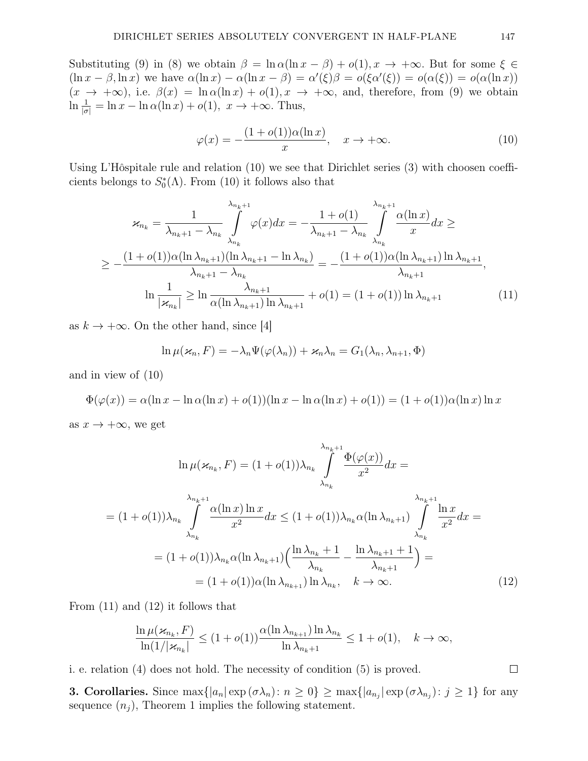Substituting (9) in (8) we obtain $\beta = \ln \alpha(\ln x - \beta) + o(1), x \to +\infty$. But for some $\xi \in (\ln x - \beta, \ln x)$ we have $\alpha(\ln x) - \alpha(\ln x - \beta) = \alpha'(\xi)\beta = o(\xi\alpha'(\xi)) = o(\alpha(\xi)) = o(\alpha(\ln x))$ $(x \to +\infty)$, i.e. $\beta(x) = \ln \alpha(\ln x) + o(1), x \to +\infty$, and, therefore, from (9) we obtain $\ln \frac{1}{|\sigma|} = \ln x - \ln \alpha(\ln x) + o(1),\ x \to +\infty$. Thus,

$$\varphi(x) = -\frac{(1 + o(1))\alpha(\ln x)}{x}, \quad x \to +\infty. \tag{10}$$

Using L'Hôspitale rule and relation (10) we see that Dirichlet series (3) with choosen coefficients belongs to $S_0^*(\Lambda)$. From (10) it follows also that

$$\varkappa_{n_k} = \frac{1}{\lambda_{n_k+1} - \lambda_{n_k}} \int\limits_{\lambda_{n_k}}^{\lambda_{n_k+1}} \varphi(x)dx = -\frac{1 + o(1)}{\lambda_{n_k+1} - \lambda_{n_k}} \int\limits_{\lambda_{n_k}}^{\lambda_{n_k+1}} \frac{\alpha(\ln x)}{x}dx \geq$$

$$\geq -\frac{(1 + o(1))\alpha(\ln \lambda_{n_k+1})(\ln \lambda_{n_k+1} - \ln \lambda_{n_k})}{\lambda_{n_k+1} - \lambda_{n_k}} = -\frac{(1 + o(1))\alpha(\ln \lambda_{n_k+1}) \ln \lambda_{n_k+1}}{\lambda_{n_k+1}},$$

$$\ln \frac{1}{|\varkappa_{n_k}|} \geq \ln \frac{\lambda_{n_k+1}}{\alpha(\ln \lambda_{n_k+1}) \ln \lambda_{n_k+1}} + o(1) = (1 + o(1)) \ln \lambda_{n_k+1} \tag{11}$$

as $k \to +\infty$. On the other hand, since [4]

$$\ln \mu(\varkappa_n, F) = -\lambda_n \Psi(\varphi(\lambda_n)) + \varkappa_n \lambda_n = G_1(\lambda_n, \lambda_{n+1}, \Phi)$$

and in view of (10)

$$\Phi(\varphi(x)) = \alpha(\ln x - \ln \alpha(\ln x) + o(1))(\ln x - \ln \alpha(\ln x) + o(1)) = (1 + o(1))\alpha(\ln x) \ln x$$

as $x \to +\infty$, we get

$$\ln \mu(\varkappa_{n_k}, F) = (1 + o(1))\lambda_{n_k} \int\limits_{\lambda_{n_k}}^{\lambda_{n_k+1}} \frac{\Phi(\varphi(x))}{x^2}dx =$$

$$= (1 + o(1))\lambda_{n_k} \int\limits_{\lambda_{n_k}}^{\lambda_{n_k+1}} \frac{\alpha(\ln x) \ln x}{x^2}dx \leq (1 + o(1))\lambda_{n_k} \alpha(\ln \lambda_{n_k+1}) \int\limits_{\lambda_{n_k}}^{\lambda_{n_k+1}} \frac{\ln x}{x^2}dx =$$

$$= (1 + o(1))\lambda_{n_k} \alpha(\ln \lambda_{n_k+1}) \Big( \frac{\ln \lambda_{n_k} + 1}{\lambda_{n_k}} - \frac{\ln \lambda_{n_k+1} + 1}{\lambda_{n_k+1}} \Big) =$$

$$= (1 + o(1))\alpha(\ln \lambda_{n_{k+1}}) \ln \lambda_{n_k}, \quad k \to \infty. \tag{12}$$

From (11) and (12) it follows that

$$\frac{\ln \mu(\varkappa_{n_k}, F)}{\ln(1/|\varkappa_{n_k}|} \leq (1 + o(1)) \frac{\alpha(\ln \lambda_{n_{k+1}}) \ln \lambda_{n_k}}{\ln \lambda_{n_k+1}} \leq 1 + o(1), \quad k \to \infty,$$

i. e. relation (4) does not hold. The necessity of condition (5) is proved. □

**3. Corollaries.** Since $\max\{|a_n| \exp(\sigma\lambda_n) \colon n \geq 0\} \geq \max\{|a_{n_j}| \exp(\sigma\lambda_{n_j}) \colon j \geq 1\}$ for any sequence $(n_j)$, Theorem 1 implies the following statement.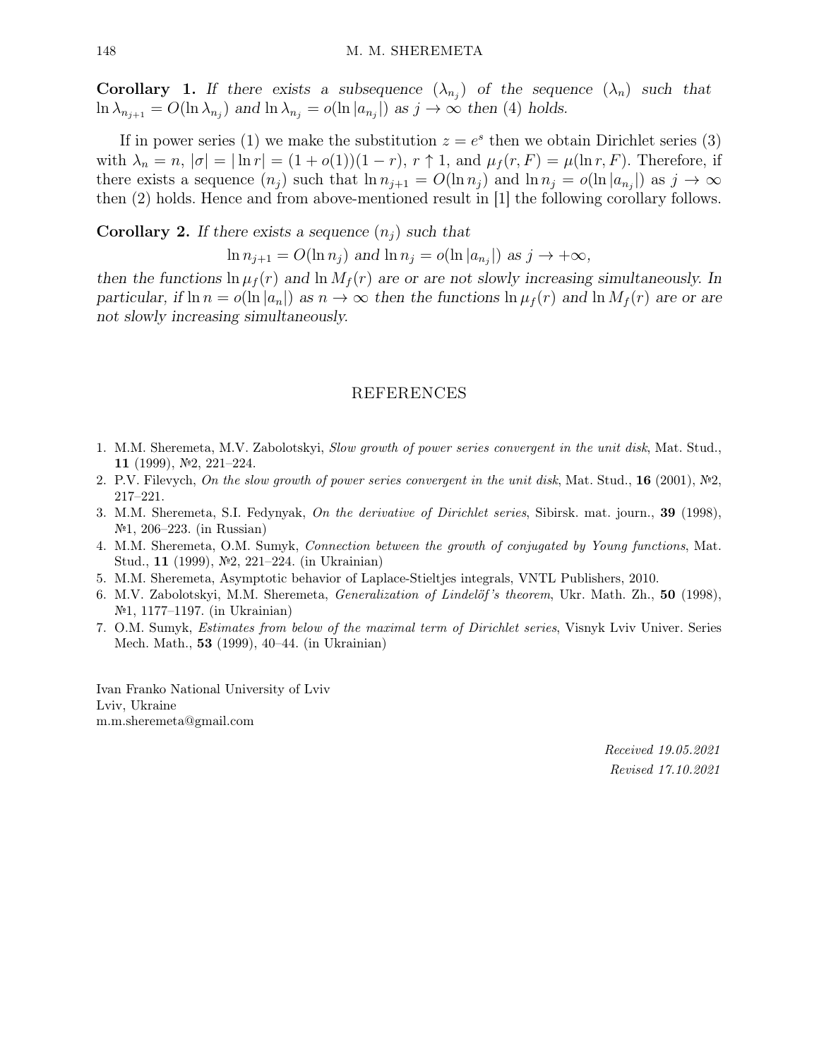**Corollary 1.** *If there exists a subsequence $(\lambda_{n_j})$ of the sequence $(\lambda_n)$ such that $\ln \lambda_{n_{j+1}} = O(\ln \lambda_{n_j})$ and $\ln \lambda_{n_j} = o(\ln |a_{n_j}|)$ as $j \to \infty$ then (4) holds.*

If in power series (1) we make the substitution $z = e^s$ then we obtain Dirichlet series (3) with $\lambda_n = n$, $|\sigma| = |\ln r| = (1 + o(1))(1 - r)$, $r \uparrow 1$, and $\mu_f(r, F) = \mu(\ln r, F)$. Therefore, if there exists a sequence $(n_j)$ such that $\ln n_{j+1} = O(\ln n_j)$ and $\ln n_j = o(\ln |a_{n_j}|)$ as $j \to \infty$ then (2) holds. Hence and from above-mentioned result in [1] the following corollary follows.

**Corollary 2.** *If there exists a sequence $(n_j)$ such that*

$$\ln n_{j+1} = O(\ln n_j) \text{ and } \ln n_j = o(\ln |a_{n_j}|) \text{ as } j \to +\infty,$$

*then the functions $\ln \mu_f(r)$ and $\ln M_f(r)$ are or are not slowly increasing simultaneously. In particular, if $\ln n = o(\ln |a_n|)$ as $n \to \infty$ then the functions $\ln \mu_f(r)$ and $\ln M_f(r)$ are or are not slowly increasing simultaneously.*

## REFERENCES

1. M.M. Sheremeta, M.V. Zabolotskyi, *Slow growth of power series convergent in the unit disk*, Mat. Stud., **11** (1999), №2, 221–224.
2. P.V. Filevych, *On the slow growth of power series convergent in the unit disk*, Mat. Stud., **16** (2001), №2, 217–221.
3. M.M. Sheremeta, S.I. Fedynyak, *On the derivative of Dirichlet series*, Sibirsk. mat. journ., **39** (1998), №1, 206–223. (in Russian)
4. M.M. Sheremeta, O.M. Sumyk, *Connection between the growth of conjugated by Young functions*, Mat. Stud., **11** (1999), №2, 221–224. (in Ukrainian)
5. M.M. Sheremeta, Asymptotic behavior of Laplace-Stieltjes integrals, VNTL Publishers, 2010.
6. M.V. Zabolotskyi, M.M. Sheremeta, *Generalization of Lindelöf's theorem*, Ukr. Math. Zh., **50** (1998), №1, 1177–1197. (in Ukrainian)
7. O.M. Sumyk, *Estimates from below of the maximal term of Dirichlet series*, Visnyk Lviv Univer. Series Mech. Math., **53** (1999), 40–44. (in Ukrainian)

Ivan Franko National University of Lviv
Lviv, Ukraine
m.m.sheremeta@gmail.com

*Received 19.05.2021*
*Revised 17.10.2021*